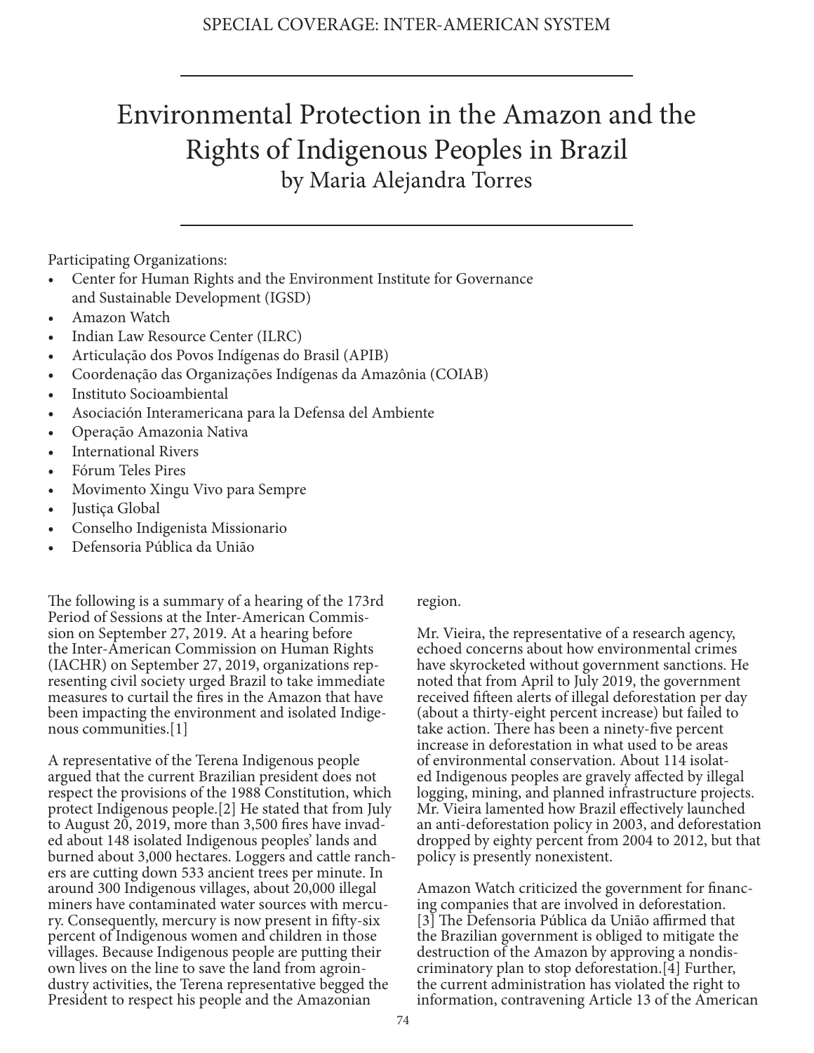# Environmental Protection in the Amazon and the Rights of Indigenous Peoples in Brazil

by Maria Alejandra Torres

Participating Organizations:

- Center for Human Rights and the Environment Institute for Governance and Sustainable Development (IGSD)
- Amazon Watch
- Indian Law Resource Center (ILRC)
- Articulação dos Povos Indígenas do Brasil (APIB)
- Coordenação das Organizações Indígenas da Amazônia (COIAB)
- Instituto Socioambiental
- Asociación Interamericana para la Defensa del Ambiente
- Operação Amazonia Nativa
- International Rivers
- Fórum Teles Pires
- Movimento Xingu Vivo para Sempre
- Justiça Global
- Conselho Indigenista Missionario
- Defensoria Pública da União

The following is a summary of a hearing of the 173rd Period of Sessions at the Inter-American Commission on September 27, 2019. At a hearing before the Inter-American Commission on Human Rights (IACHR) on September 27, 2019, organizations representing civil society urged Brazil to take immediate measures to curtail the fires in the Amazon that have been impacting the environment and isolated Indigenous communities.[1]

A representative of the Terena Indigenous people argued that the current Brazilian president does not respect the provisions of the 1988 Constitution, which protect Indigenous people.[2] He stated that from July to August 20, 2019, more than 3,500 fires have invaded about 148 isolated Indigenous peoples' lands and burned about 3,000 hectares. Loggers and cattle ranchers are cutting down 533 ancient trees per minute. In around 300 Indigenous villages, about 20,000 illegal miners have contaminated water sources with mercury. Consequently, mercury is now present in fifty-six percent of Indigenous women and children in those villages. Because Indigenous people are putting their own lives on the line to save the land from agroindustry activities, the Terena representative begged the President to respect his people and the Amazonian region.

Mr. Vieira, the representative of a research agency, echoed concerns about how environmental crimes have skyrocketed without government sanctions. He noted that from April to July 2019, the government received fifteen alerts of illegal deforestation per day (about a thirty-eight percent increase) but failed to take action. There has been a ninety-five percent increase in deforestation in what used to be areas of environmental conservation. About 114 isolated Indigenous peoples are gravely affected by illegal logging, mining, and planned infrastructure projects. Mr. Vieira lamented how Brazil effectively launched an anti-deforestation policy in 2003, and deforestation dropped by eighty percent from 2004 to 2012, but that policy is presently nonexistent.

Amazon Watch criticized the government for financing companies that are involved in deforestation.[3] The Defensoria Pública da União affirmed that the Brazilian government is obliged to mitigate the destruction of the Amazon by approving a nondiscriminatory plan to stop deforestation.[4] Further, the current administration has violated the right to information, contravening Article 13 of the American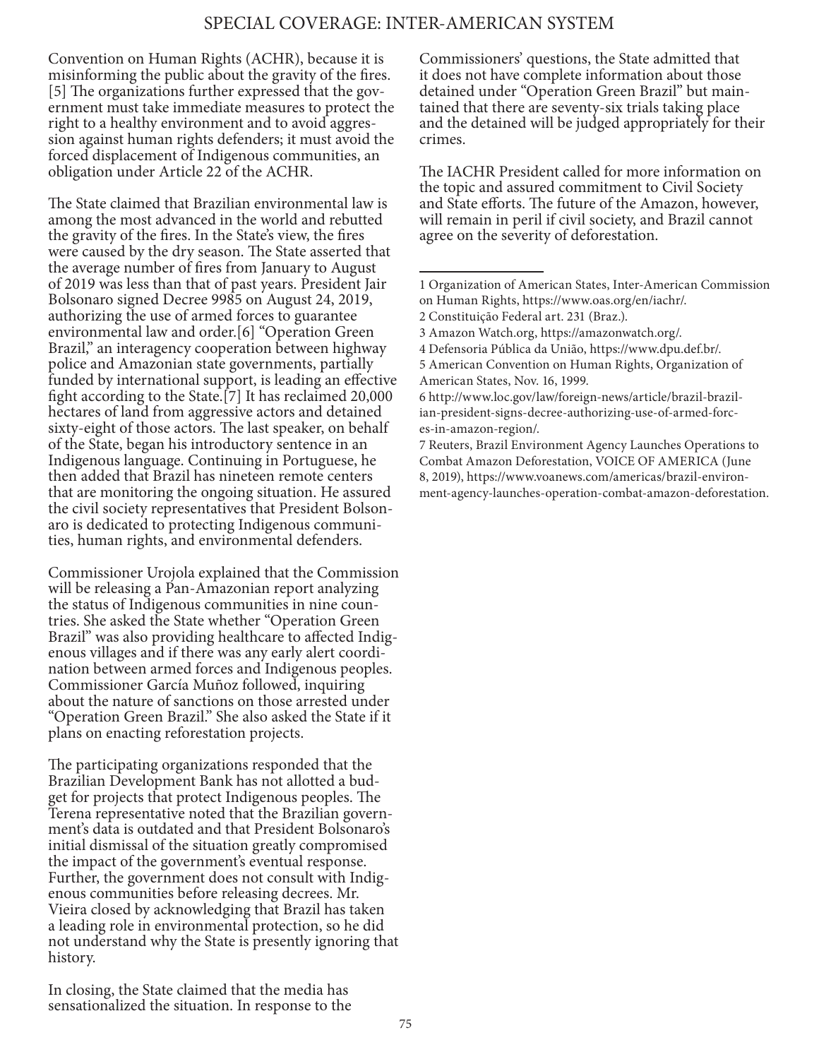Convention on Human Rights (ACHR), because it is misinforming the public about the gravity of the fires.[5] The organizations further expressed that the government must take immediate measures to protect the right to a healthy environment and to avoid aggression against human rights defenders; it must avoid the forced displacement of Indigenous communities, an obligation under Article 22 of the ACHR.

The State claimed that Brazilian environmental law is among the most advanced in the world and rebutted the gravity of the fires. In the State's view, the fires were caused by the dry season. The State asserted that the average number of fires from January to August of 2019 was less than that of past years. President Jair Bolsonaro signed Decree 9985 on August 24, 2019, authorizing the use of armed forces to guarantee environmental law and order.[6] "Operation Green Brazil," an interagency cooperation between highway police and Amazonian state governments, partially funded by international support, is leading an effective fight according to the State.[7] It has reclaimed 20,000 hectares of land from aggressive actors and detained sixty-eight of those actors. The last speaker, on behalf of the State, began his introductory sentence in an Indigenous language. Continuing in Portuguese, he then added that Brazil has nineteen remote centers that are monitoring the ongoing situation. He assured the civil society representatives that President Bolsonaro is dedicated to protecting Indigenous communities, human rights, and environmental defenders.

Commissioner Urojola explained that the Commission will be releasing a Pan-Amazonian report analyzing the status of Indigenous communities in nine countries. She asked the State whether "Operation Green Brazil" was also providing healthcare to affected Indigenous villages and if there was any early alert coordination between armed forces and Indigenous peoples. Commissioner García Muñoz followed, inquiring about the nature of sanctions on those arrested under "Operation Green Brazil." She also asked the State if it plans on enacting reforestation projects.

The participating organizations responded that the Brazilian Development Bank has not allotted a budget for projects that protect Indigenous peoples. The Terena representative noted that the Brazilian government's data is outdated and that President Bolsonaro's initial dismissal of the situation greatly compromised the impact of the government's eventual response. Further, the government does not consult with Indigenous communities before releasing decrees. Mr. Vieira closed by acknowledging that Brazil has taken a leading role in environmental protection, so he did not understand why the State is presently ignoring that history.

In closing, the State claimed that the media has sensationalized the situation. In response to the Commissioners' questions, the State admitted that it does not have complete information about those detained under "Operation Green Brazil" but maintained that there are seventy-six trials taking place and the detained will be judged appropriately for their crimes.

The IACHR President called for more information on the topic and assured commitment to Civil Society and State efforts. The future of the Amazon, however, will remain in peril if civil society, and Brazil cannot agree on the severity of deforestation.

---

1 Organization of American States, Inter-American Commission on Human Rights, https://www.oas.org/en/iachr/.

2 Constituição Federal art. 231 (Braz.).

3 Amazon Watch.org, https://amazonwatch.org/.

4 Defensoria Pública da União, https://www.dpu.def.br/.

5 American Convention on Human Rights, Organization of American States, Nov. 16, 1999.

6 http://www.loc.gov/law/foreign-news/article/brazil-brazilian-president-signs-decree-authorizing-use-of-armed-forces-in-amazon-region/.

7 Reuters, Brazil Environment Agency Launches Operations to Combat Amazon Deforestation, VOICE OF AMERICA (June 8, 2019), https://www.voanews.com/americas/brazil-environment-agency-launches-operation-combat-amazon-deforestation.